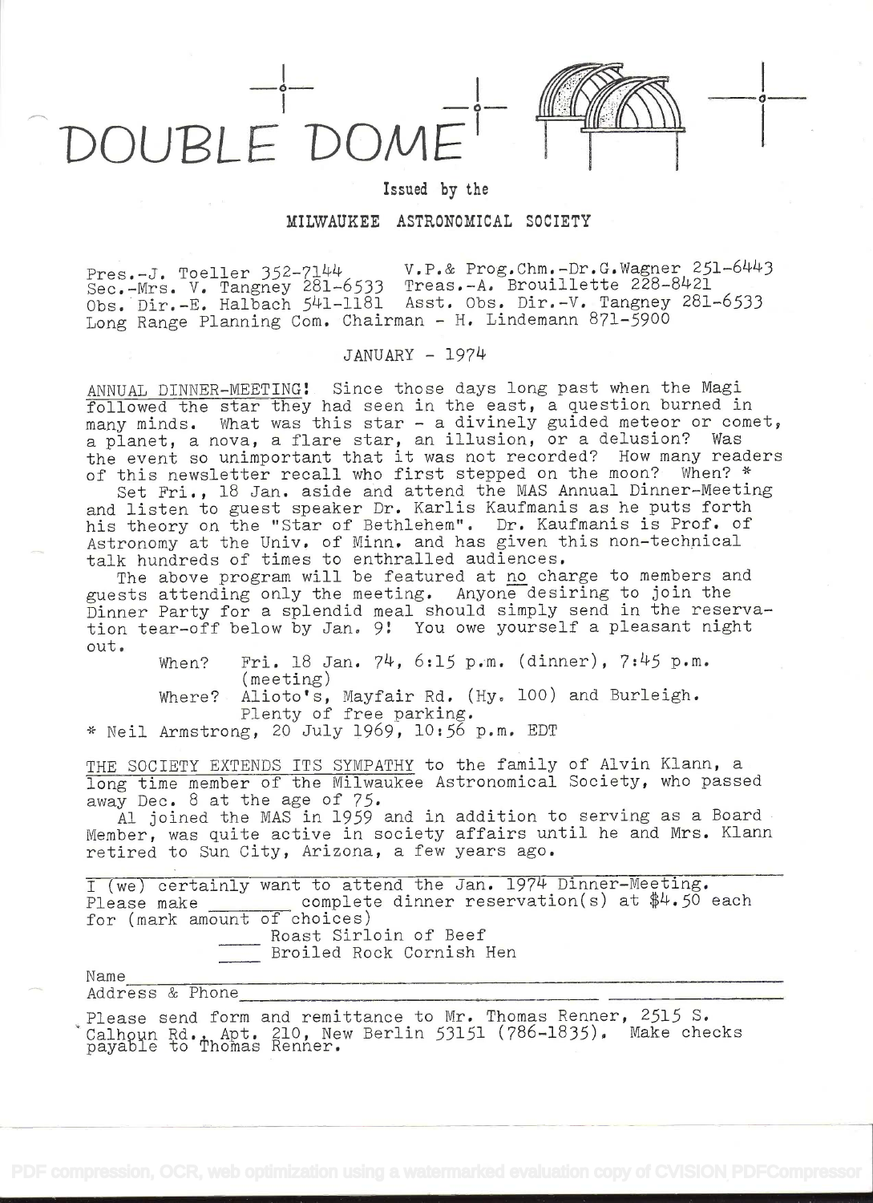# DOUBLE DOME

Issued by the

MILWAUKEE ASTRONOMICAL SOCIETY

Pres.-J. Toeller 352-7144 V.P.& Prog.Chm.-Dr.G.Wagner 251-6443
Sec.-Mrs. V. Tangney 281-6533 Treas.-A. Brouillette 228-8421
Obs. Dir.-E. Halbach 541-1181 Asst. Obs. Dir.-V. Tangney 281-6533
Long Range Planning Com. Chairman - H. Lindemann 871-5900

JANUARY - 1974

ANNUAL DINNER-MEETING! Since those days long past when the Magi followed the star they had seen in the east, a question burned in many minds. What was this star - a divinely guided meteor or comet, a planet, a nova, a flare star, an illusion, or a delusion? Was the event so unimportant that it was not recorded? How many readers of this newsletter recall who first stepped on the moon? When? *

Set Fri., 18 Jan. aside and attend the MAS Annual Dinner-Meeting and listen to guest speaker Dr. Karlis Kaufmanis as he puts forth his theory on the "Star of Bethlehem". Dr. Kaufmanis is Prof. of Astronomy at the Univ. of Minn. and has given this non-technical talk hundreds of times to enthralled audiences.

The above program will be featured at no charge to members and guests attending only the meeting. Anyone desiring to join the Dinner Party for a splendid meal should simply send in the reservation tear-off below by Jan. 9! You owe yourself a pleasant night out.

When? Fri. 18 Jan. 74, 6:15 p.m. (dinner), 7:45 p.m. (meeting)
Where? Alioto's, Mayfair Rd. (Hy. 100) and Burleigh. Plenty of free parking.

* Neil Armstrong, 20 July 1969, 10:56 p.m. EDT

THE SOCIETY EXTENDS ITS SYMPATHY to the family of Alvin Klann, a long time member of the Milwaukee Astronomical Society, who passed away Dec. 8 at the age of 75.

Al joined the MAS in 1959 and in addition to serving as a Board Member, was quite active in society affairs until he and Mrs. Klann retired to Sun City, Arizona, a few years ago.

---

I (we) certainly want to attend the Jan. 1974 Dinner-Meeting. Please make ________ complete dinner reservation(s) at $4.50 each for (mark amount of choices)

____ Roast Sirloin of Beef
____ Broiled Rock Cornish Hen

Name________________________________________

Address & Phone______________________________

Please send form and remittance to Mr. Thomas Renner, 2515 S. Calhoun Rd., Apt. 210, New Berlin 53151 (786-1835). Make checks payable to Thomas Renner.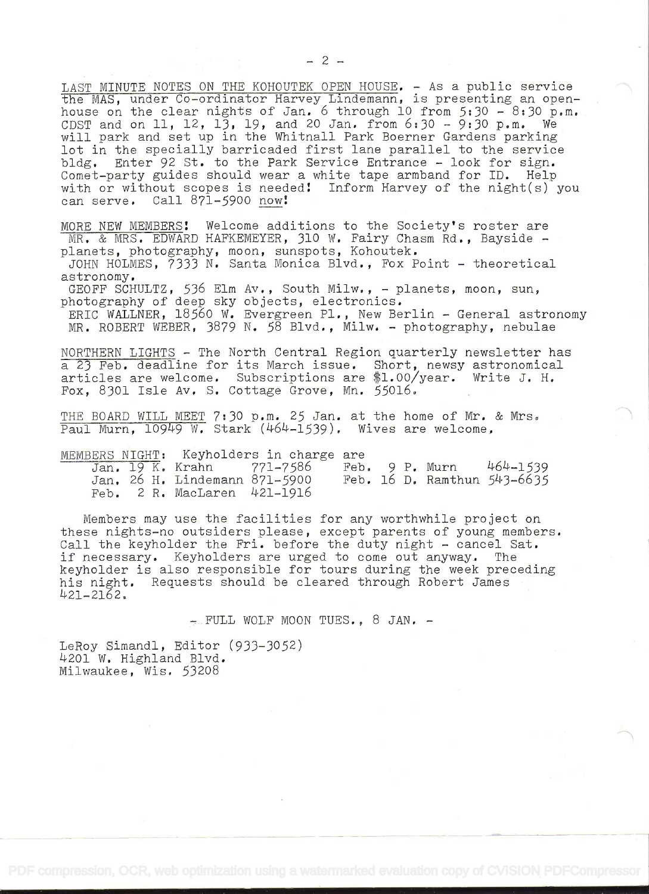LAST MINUTE NOTES ON THE KOHOUTEK OPEN HOUSE. - As a public service the MAS, under Co-ordinator Harvey Lindemann, is presenting an open-house on the clear nights of Jan. 6 through 10 from 5:30 - 8:30 p.m. CDST and on 11, 12, 13, 19, and 20 Jan. from 6:30 - 9:30 p.m. We will park and set up in the Whitnall Park Boerner Gardens parking lot in the specially barricaded first lane parallel to the service bldg. Enter 92 St. to the Park Service Entrance - look for sign. Comet-party guides should wear a white tape armband for ID. Help with or without scopes is needed! Inform Harvey of the night(s) you can serve. Call 871-5900 now!

MORE NEW MEMBERS! Welcome additions to the Society's roster are MR. & MRS. EDWARD HAFKEMEYER, 310 W. Fairy Chasm Rd., Bayside - planets, photography, moon, sunspots, Kohoutek.
JOHN HOLMES, 7333 N. Santa Monica Blvd., Fox Point - theoretical astronomy.
GEOFF SCHULTZ, 536 Elm Av., South Milw., - planets, moon, sun, photography of deep sky objects, electronics.
ERIC WALLNER, 18560 W. Evergreen Pl., New Berlin - General astronomy
MR. ROBERT WEBER, 3879 N. 58 Blvd., Milw. - photography, nebulae

NORTHERN LIGHTS - The North Central Region quarterly newsletter has a 23 Feb. deadline for its March issue. Short, newsy astronomical articles are welcome. Subscriptions are $1.00/year. Write J. H. Fox, 8301 Isle Av. S. Cottage Grove, Mn. 55016.

THE BOARD WILL MEET 7:30 p.m. 25 Jan. at the home of Mr. & Mrs. Paul Murn, 10949 W. Stark (464-1539). Wives are welcome.

MEMBERS NIGHT: Keyholders in charge are

| | | | | | |
|---|---|---|---|---|---|
| Jan. 19 | K. Krahn | 771-7586 | Feb. 9 | P. Murn | 464-1539 |
| Jan. 26 | H. Lindemann | 871-5900 | Feb. 16 | D. Ramthun | 543-6635 |
| Feb. 2 | R. MacLaren | 421-1916 | | | |

Members may use the facilities for any worthwhile project on these nights-no outsiders please, except parents of young members. Call the keyholder the Fri. before the duty night - cancel Sat. if necessary. Keyholders are urged to come out anyway. The keyholder is also responsible for tours during the week preceding his night. Requests should be cleared through Robert James 421-2162.

- FULL WOLF MOON TUES., 8 JAN. -

LeRoy Simandl, Editor (933-3052)
4201 W. Highland Blvd.
Milwaukee, Wis. 53208